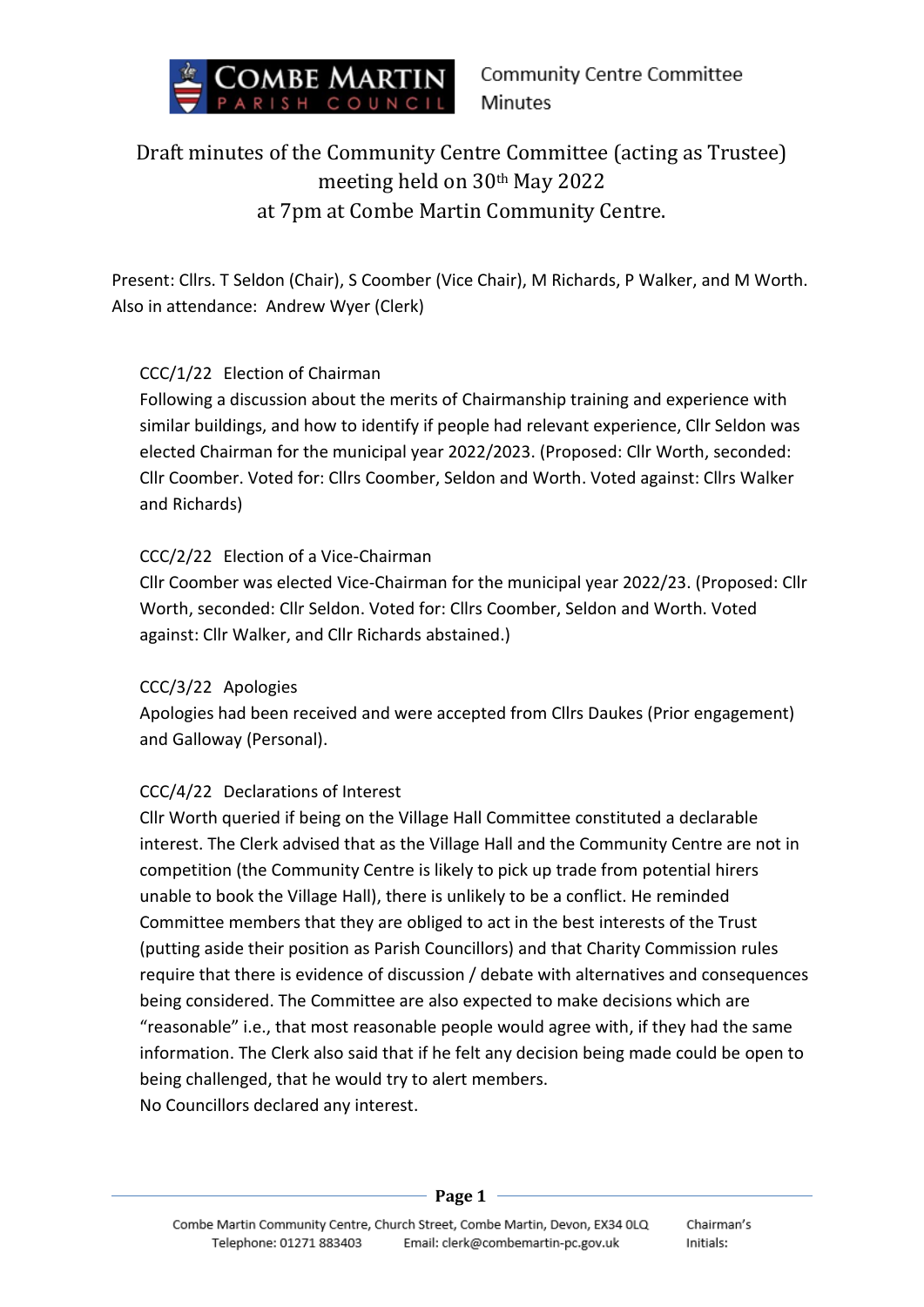# Draft minutes of the Community Centre Committee (acting as Trustee) meeting held on 30th May 2022 at 7pm at Combe Martin Community Centre.

Present: Cllrs. T Seldon (Chair), S Coomber (Vice Chair), M Richards, P Walker, and M Worth.
Also in attendance: Andrew Wyer (Clerk)

### CCC/1/22 Election of Chairman

Following a discussion about the merits of Chairmanship training and experience with similar buildings, and how to identify if people had relevant experience, Cllr Seldon was elected Chairman for the municipal year 2022/2023. (Proposed: Cllr Worth, seconded: Cllr Coomber. Voted for: Cllrs Coomber, Seldon and Worth. Voted against: Cllrs Walker and Richards)

### CCC/2/22 Election of a Vice-Chairman

Cllr Coomber was elected Vice-Chairman for the municipal year 2022/23. (Proposed: Cllr Worth, seconded: Cllr Seldon. Voted for: Cllrs Coomber, Seldon and Worth. Voted against: Cllr Walker, and Cllr Richards abstained.)

### CCC/3/22 Apologies

Apologies had been received and were accepted from Cllrs Daukes (Prior engagement) and Galloway (Personal).

### CCC/4/22 Declarations of Interest

Cllr Worth queried if being on the Village Hall Committee constituted a declarable interest. The Clerk advised that as the Village Hall and the Community Centre are not in competition (the Community Centre is likely to pick up trade from potential hirers unable to book the Village Hall), there is unlikely to be a conflict. He reminded Committee members that they are obliged to act in the best interests of the Trust (putting aside their position as Parish Councillors) and that Charity Commission rules require that there is evidence of discussion / debate with alternatives and consequences being considered. The Committee are also expected to make decisions which are "reasonable" i.e., that most reasonable people would agree with, if they had the same information. The Clerk also said that if he felt any decision being made could be open to being challenged, that he would try to alert members.
No Councillors declared any interest.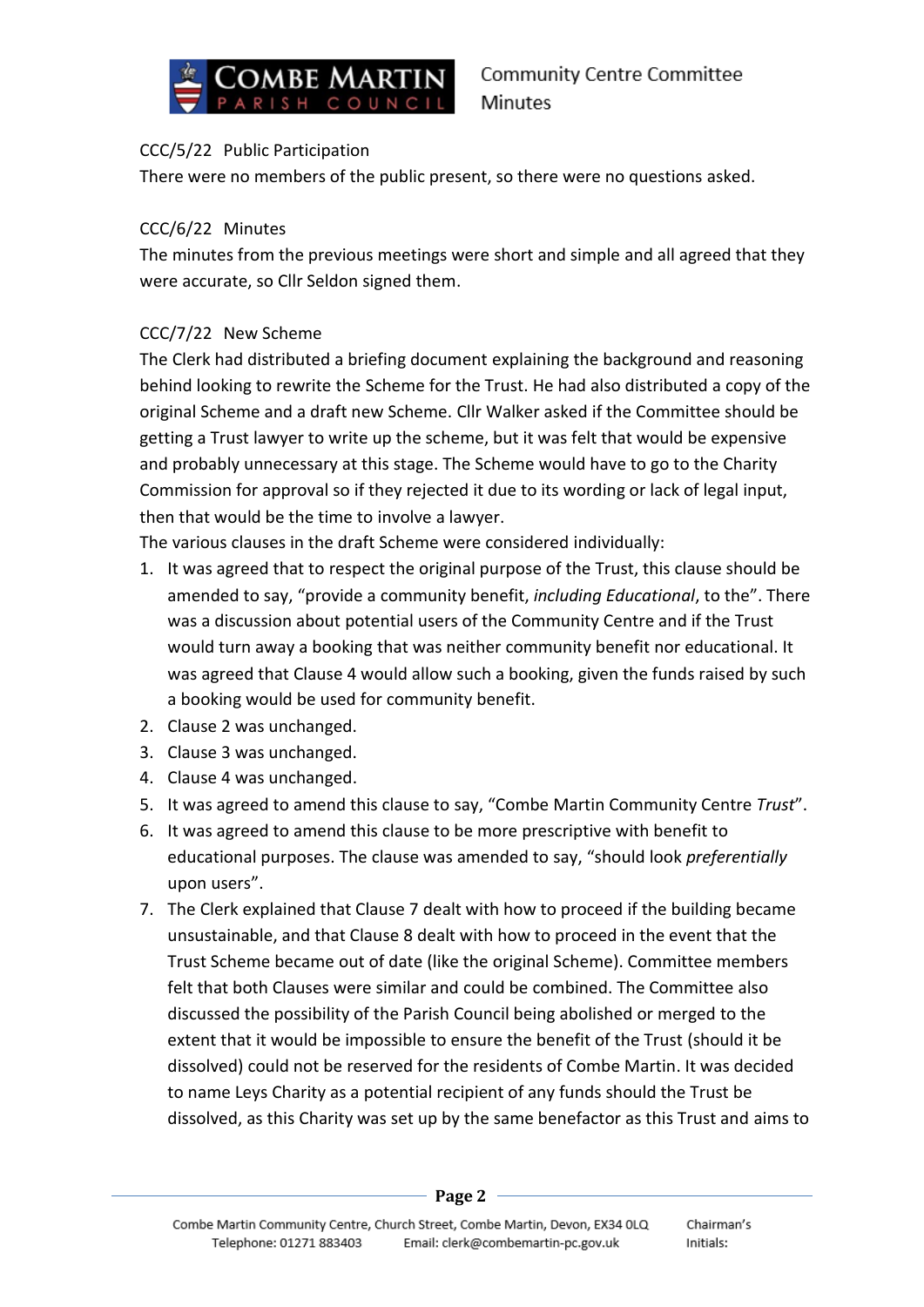CCC/5/22 Public Participation

There were no members of the public present, so there were no questions asked.

CCC/6/22 Minutes

The minutes from the previous meetings were short and simple and all agreed that they were accurate, so Cllr Seldon signed them.

CCC/7/22 New Scheme

The Clerk had distributed a briefing document explaining the background and reasoning behind looking to rewrite the Scheme for the Trust. He had also distributed a copy of the original Scheme and a draft new Scheme. Cllr Walker asked if the Committee should be getting a Trust lawyer to write up the scheme, but it was felt that would be expensive and probably unnecessary at this stage. The Scheme would have to go to the Charity Commission for approval so if they rejected it due to its wording or lack of legal input, then that would be the time to involve a lawyer.

The various clauses in the draft Scheme were considered individually:

1. It was agreed that to respect the original purpose of the Trust, this clause should be amended to say, "provide a community benefit, *including Educational*, to the". There was a discussion about potential users of the Community Centre and if the Trust would turn away a booking that was neither community benefit nor educational. It was agreed that Clause 4 would allow such a booking, given the funds raised by such a booking would be used for community benefit.
2. Clause 2 was unchanged.
3. Clause 3 was unchanged.
4. Clause 4 was unchanged.
5. It was agreed to amend this clause to say, "Combe Martin Community Centre *Trust*".
6. It was agreed to amend this clause to be more prescriptive with benefit to educational purposes. The clause was amended to say, "should look *preferentially* upon users".
7. The Clerk explained that Clause 7 dealt with how to proceed if the building became unsustainable, and that Clause 8 dealt with how to proceed in the event that the Trust Scheme became out of date (like the original Scheme). Committee members felt that both Clauses were similar and could be combined. The Committee also discussed the possibility of the Parish Council being abolished or merged to the extent that it would be impossible to ensure the benefit of the Trust (should it be dissolved) could not be reserved for the residents of Combe Martin. It was decided to name Leys Charity as a potential recipient of any funds should the Trust be dissolved, as this Charity was set up by the same benefactor as this Trust and aims to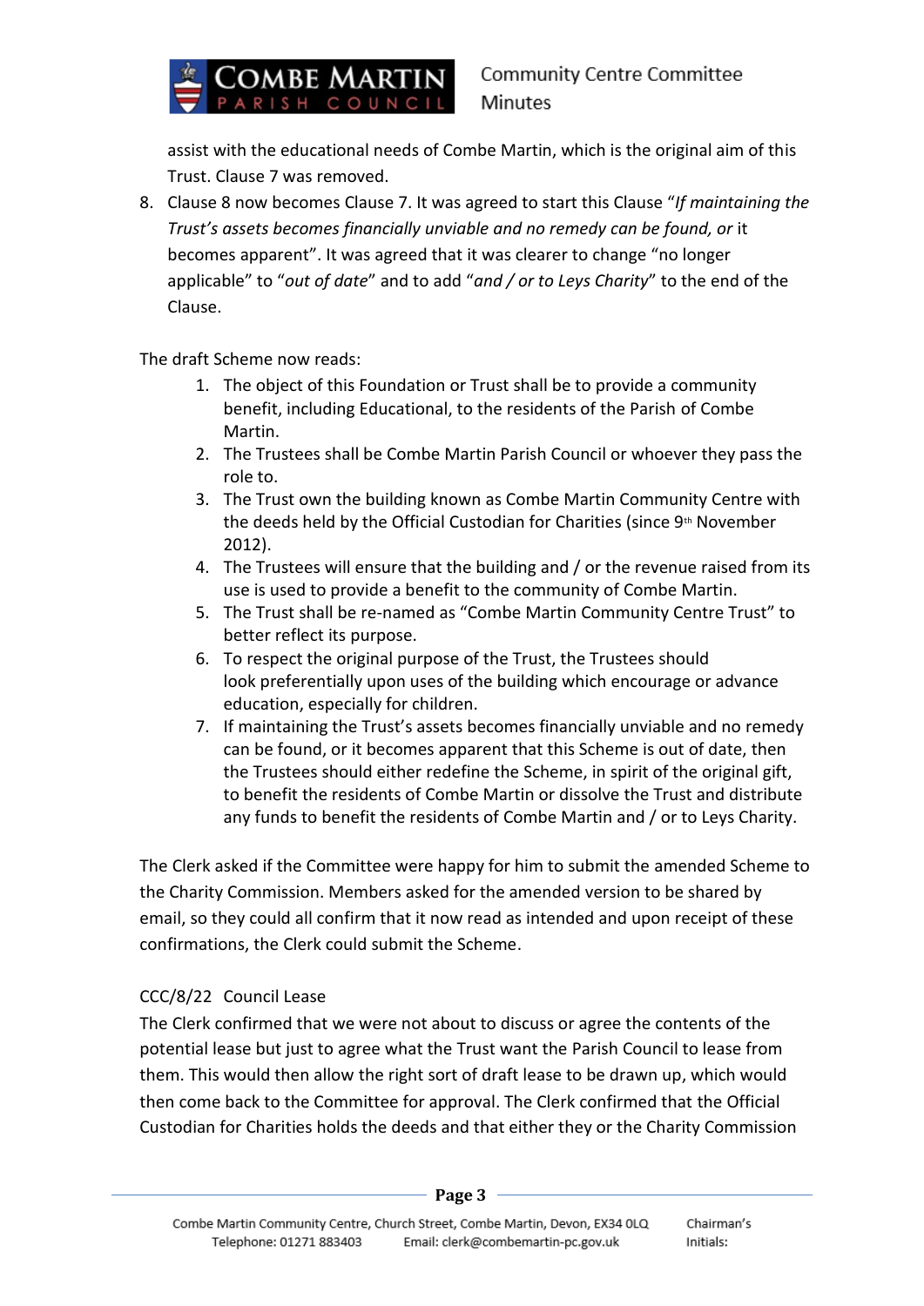assist with the educational needs of Combe Martin, which is the original aim of this Trust. Clause 7 was removed.

8. Clause 8 now becomes Clause 7. It was agreed to start this Clause "*If maintaining the Trust's assets becomes financially unviable and no remedy can be found, or* it becomes apparent". It was agreed that it was clearer to change "no longer applicable" to "*out of date*" and to add "*and / or to Leys Charity*" to the end of the Clause.

The draft Scheme now reads:

1. The object of this Foundation or Trust shall be to provide a community benefit, including Educational, to the residents of the Parish of Combe Martin.
2. The Trustees shall be Combe Martin Parish Council or whoever they pass the role to.
3. The Trust own the building known as Combe Martin Community Centre with the deeds held by the Official Custodian for Charities (since 9th November 2012).
4. The Trustees will ensure that the building and / or the revenue raised from its use is used to provide a benefit to the community of Combe Martin.
5. The Trust shall be re-named as "Combe Martin Community Centre Trust" to better reflect its purpose.
6. To respect the original purpose of the Trust, the Trustees should look preferentially upon uses of the building which encourage or advance education, especially for children.
7. If maintaining the Trust's assets becomes financially unviable and no remedy can be found, or it becomes apparent that this Scheme is out of date, then the Trustees should either redefine the Scheme, in spirit of the original gift, to benefit the residents of Combe Martin or dissolve the Trust and distribute any funds to benefit the residents of Combe Martin and / or to Leys Charity.

The Clerk asked if the Committee were happy for him to submit the amended Scheme to the Charity Commission. Members asked for the amended version to be shared by email, so they could all confirm that it now read as intended and upon receipt of these confirmations, the Clerk could submit the Scheme.

CCC/8/22 Council Lease

The Clerk confirmed that we were not about to discuss or agree the contents of the potential lease but just to agree what the Trust want the Parish Council to lease from them. This would then allow the right sort of draft lease to be drawn up, which would then come back to the Committee for approval. The Clerk confirmed that the Official Custodian for Charities holds the deeds and that either they or the Charity Commission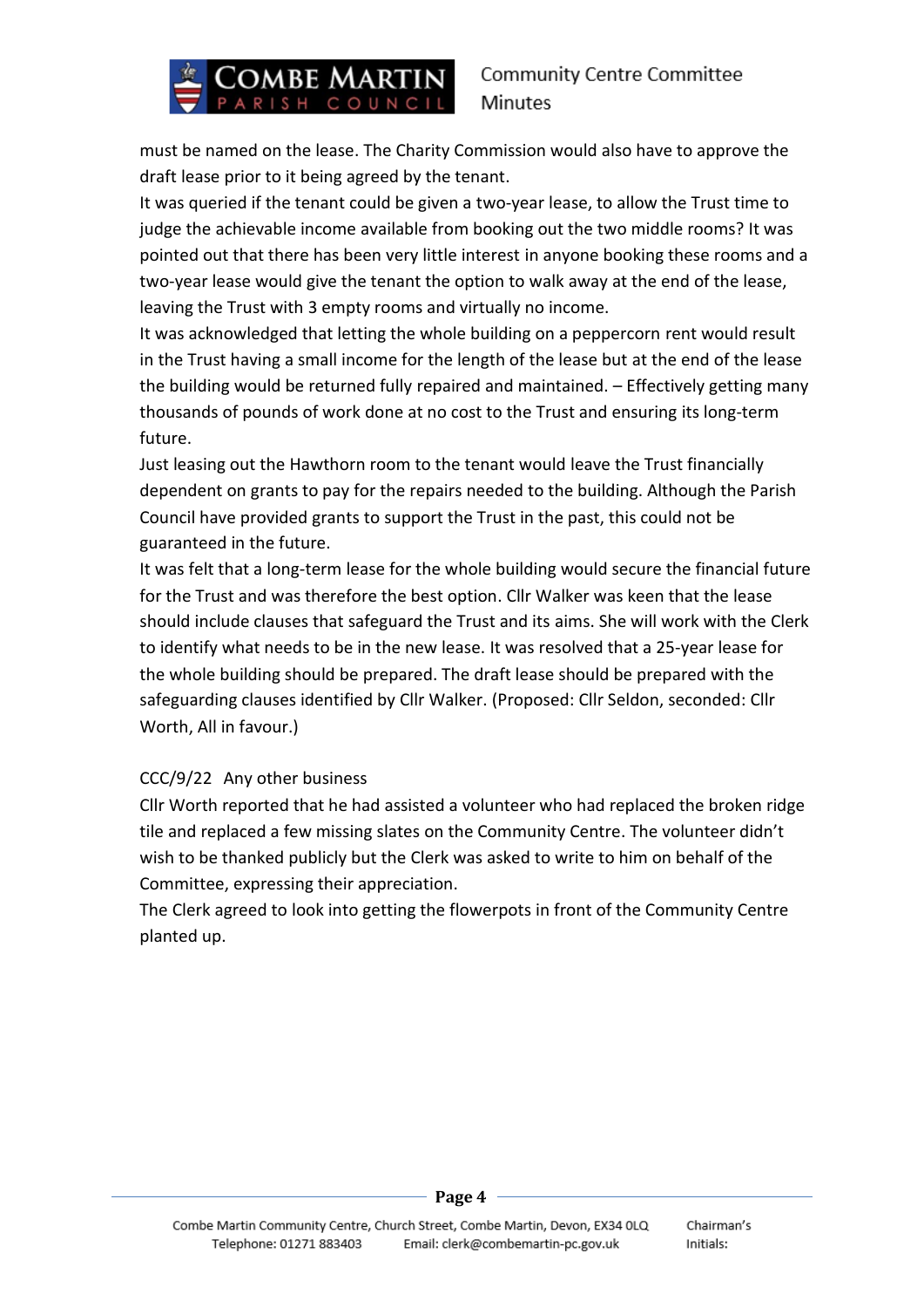must be named on the lease. The Charity Commission would also have to approve the draft lease prior to it being agreed by the tenant.

It was queried if the tenant could be given a two-year lease, to allow the Trust time to judge the achievable income available from booking out the two middle rooms? It was pointed out that there has been very little interest in anyone booking these rooms and a two-year lease would give the tenant the option to walk away at the end of the lease, leaving the Trust with 3 empty rooms and virtually no income.

It was acknowledged that letting the whole building on a peppercorn rent would result in the Trust having a small income for the length of the lease but at the end of the lease the building would be returned fully repaired and maintained. – Effectively getting many thousands of pounds of work done at no cost to the Trust and ensuring its long-term future.

Just leasing out the Hawthorn room to the tenant would leave the Trust financially dependent on grants to pay for the repairs needed to the building. Although the Parish Council have provided grants to support the Trust in the past, this could not be guaranteed in the future.

It was felt that a long-term lease for the whole building would secure the financial future for the Trust and was therefore the best option. Cllr Walker was keen that the lease should include clauses that safeguard the Trust and its aims. She will work with the Clerk to identify what needs to be in the new lease. It was resolved that a 25-year lease for the whole building should be prepared. The draft lease should be prepared with the safeguarding clauses identified by Cllr Walker. (Proposed: Cllr Seldon, seconded: Cllr Worth, All in favour.)

CCC/9/22 Any other business

Cllr Worth reported that he had assisted a volunteer who had replaced the broken ridge tile and replaced a few missing slates on the Community Centre. The volunteer didn't wish to be thanked publicly but the Clerk was asked to write to him on behalf of the Committee, expressing their appreciation.

The Clerk agreed to look into getting the flowerpots in front of the Community Centre planted up.